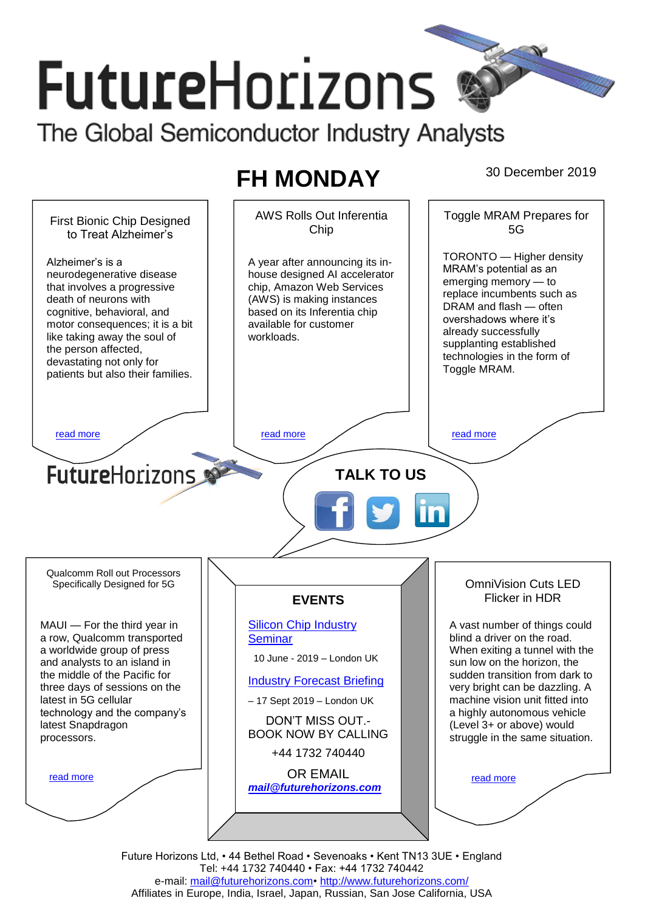# FutureHorizons

The Global Semiconductor Industry Analysts

## FH MONDAY

30 December 2019

### First Bionic Chip Designed to Treat Alzheimer's

Alzheimer's is a neurodegenerative disease that involves a progressive death of neurons with cognitive, behavioral, and motor consequences; it is a bit like taking away the soul of the person affected, devastating not only for patients but also their families.

read more

### AWS Rolls Out Inferentia Chip

A year after announcing its in-house designed AI accelerator chip, Amazon Web Services (AWS) is making instances based on its Inferentia chip available for customer workloads.

read more

### Toggle MRAM Prepares for 5G

TORONTO — Higher density MRAM's potential as an emerging memory — to replace incumbents such as DRAM and flash — often overshadows where it's already successfully supplanting established technologies in the form of Toggle MRAM.

read more

FutureHorizons

**TALK TO US**

### Qualcomm Roll out Processors Specifically Designed for 5G

MAUI — For the third year in a row, Qualcomm transported a worldwide group of press and analysts to an island in the middle of the Pacific for three days of sessions on the latest in 5G cellular technology and the company's latest Snapdragon processors.

read more

### EVENTS

Silicon Chip Industry Seminar

10 June - 2019 – London UK

Industry Forecast Briefing

– 17 Sept 2019 – London UK

DON'T MISS OUT.- BOOK NOW BY CALLING

+44 1732 740440

OR EMAIL

***mail@futurehorizons.com***

### OmniVision Cuts LED Flicker in HDR

A vast number of things could blind a driver on the road. When exiting a tunnel with the sun low on the horizon, the sudden transition from dark to very bright can be dazzling. A machine vision unit fitted into a highly autonomous vehicle (Level 3+ or above) would struggle in the same situation.

read more

Future Horizons Ltd, • 44 Bethel Road • Sevenoaks • Kent TN13 3UE • England
Tel: +44 1732 740440 • Fax: +44 1732 740442
e-mail: mail@futurehorizons.com• http://www.futurehorizons.com/
Affiliates in Europe, India, Israel, Japan, Russian, San Jose California, USA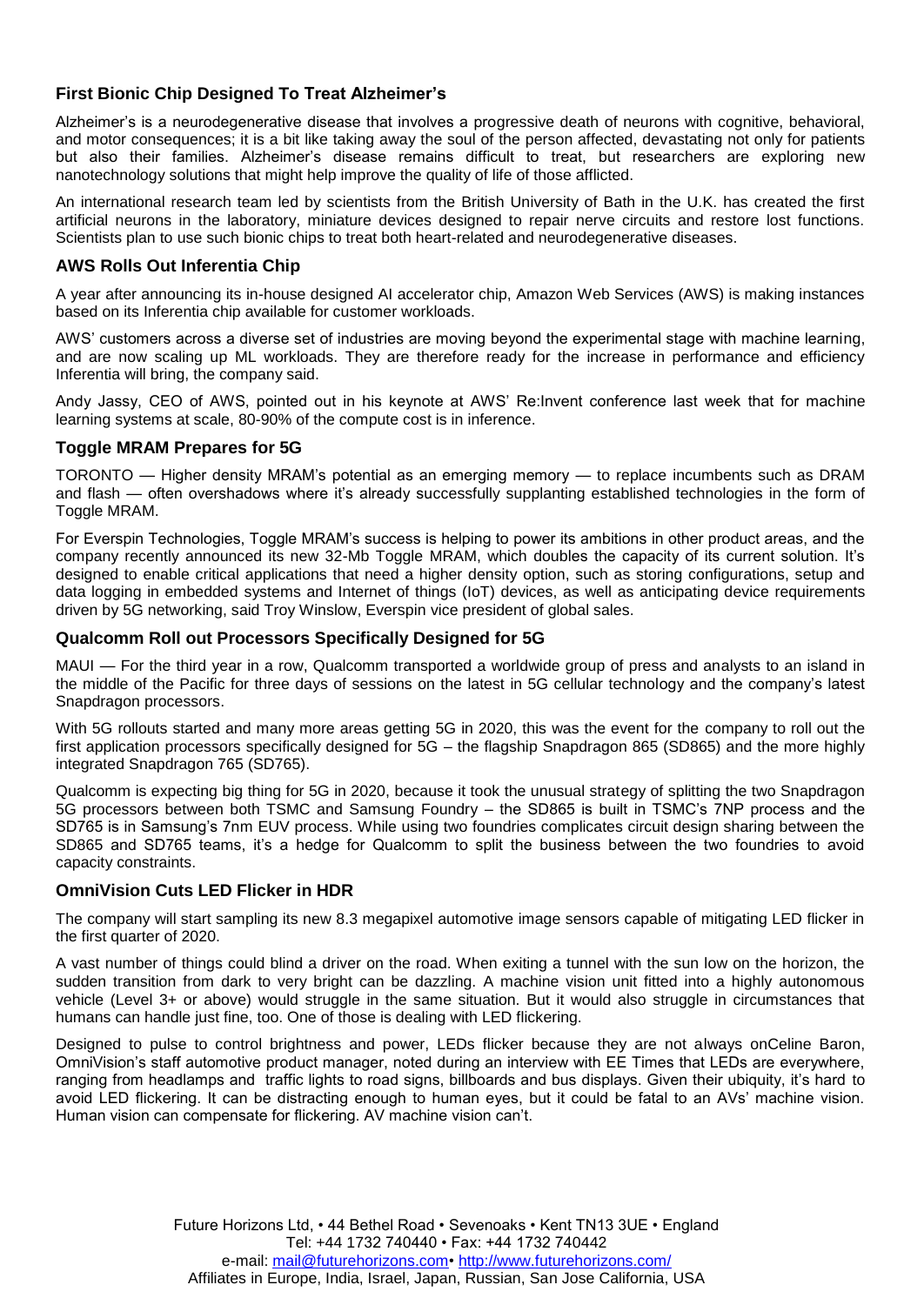### First Bionic Chip Designed To Treat Alzheimer's

Alzheimer's is a neurodegenerative disease that involves a progressive death of neurons with cognitive, behavioral, and motor consequences; it is a bit like taking away the soul of the person affected, devastating not only for patients but also their families. Alzheimer's disease remains difficult to treat, but researchers are exploring new nanotechnology solutions that might help improve the quality of life of those afflicted.

An international research team led by scientists from the British University of Bath in the U.K. has created the first artificial neurons in the laboratory, miniature devices designed to repair nerve circuits and restore lost functions. Scientists plan to use such bionic chips to treat both heart-related and neurodegenerative diseases.

### AWS Rolls Out Inferentia Chip

A year after announcing its in-house designed AI accelerator chip, Amazon Web Services (AWS) is making instances based on its Inferentia chip available for customer workloads.

AWS' customers across a diverse set of industries are moving beyond the experimental stage with machine learning, and are now scaling up ML workloads. They are therefore ready for the increase in performance and efficiency Inferentia will bring, the company said.

Andy Jassy, CEO of AWS, pointed out in his keynote at AWS' Re:Invent conference last week that for machine learning systems at scale, 80-90% of the compute cost is in inference.

### Toggle MRAM Prepares for 5G

TORONTO — Higher density MRAM's potential as an emerging memory — to replace incumbents such as DRAM and flash — often overshadows where it's already successfully supplanting established technologies in the form of Toggle MRAM.

For Everspin Technologies, Toggle MRAM's success is helping to power its ambitions in other product areas, and the company recently announced its new 32-Mb Toggle MRAM, which doubles the capacity of its current solution. It's designed to enable critical applications that need a higher density option, such as storing configurations, setup and data logging in embedded systems and Internet of things (IoT) devices, as well as anticipating device requirements driven by 5G networking, said Troy Winslow, Everspin vice president of global sales.

### Qualcomm Roll out Processors Specifically Designed for 5G

MAUI — For the third year in a row, Qualcomm transported a worldwide group of press and analysts to an island in the middle of the Pacific for three days of sessions on the latest in 5G cellular technology and the company's latest Snapdragon processors.

With 5G rollouts started and many more areas getting 5G in 2020, this was the event for the company to roll out the first application processors specifically designed for 5G – the flagship Snapdragon 865 (SD865) and the more highly integrated Snapdragon 765 (SD765).

Qualcomm is expecting big thing for 5G in 2020, because it took the unusual strategy of splitting the two Snapdragon 5G processors between both TSMC and Samsung Foundry – the SD865 is built in TSMC's 7NP process and the SD765 is in Samsung's 7nm EUV process. While using two foundries complicates circuit design sharing between the SD865 and SD765 teams, it's a hedge for Qualcomm to split the business between the two foundries to avoid capacity constraints.

### OmniVision Cuts LED Flicker in HDR

The company will start sampling its new 8.3 megapixel automotive image sensors capable of mitigating LED flicker in the first quarter of 2020.

A vast number of things could blind a driver on the road. When exiting a tunnel with the sun low on the horizon, the sudden transition from dark to very bright can be dazzling. A machine vision unit fitted into a highly autonomous vehicle (Level 3+ or above) would struggle in the same situation. But it would also struggle in circumstances that humans can handle just fine, too. One of those is dealing with LED flickering.

Designed to pulse to control brightness and power, LEDs flicker because they are not always onCeline Baron, OmniVision's staff automotive product manager, noted during an interview with EE Times that LEDs are everywhere, ranging from headlamps and traffic lights to road signs, billboards and bus displays. Given their ubiquity, it's hard to avoid LED flickering. It can be distracting enough to human eyes, but it could be fatal to an AVs' machine vision. Human vision can compensate for flickering. AV machine vision can't.